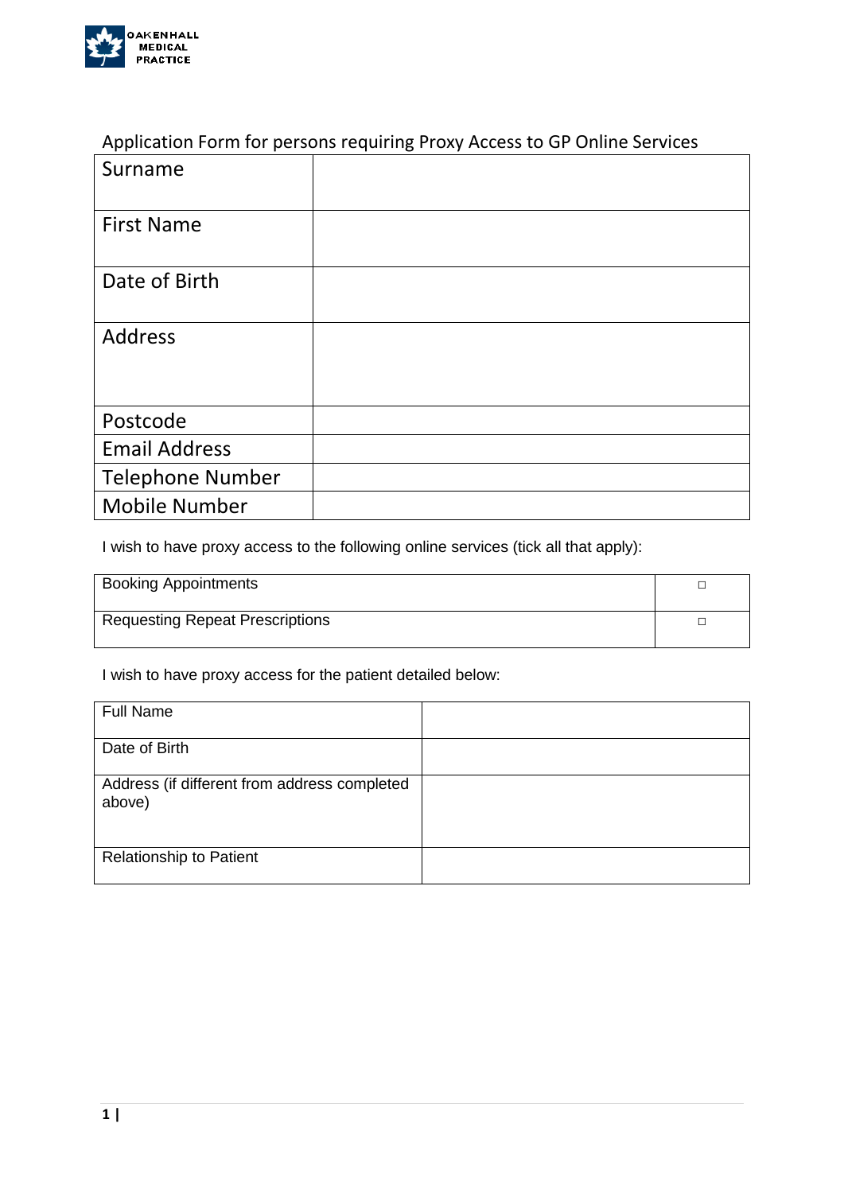OAKENHALL MEDICAL PRACTICE

## Application Form for persons requiring Proxy Access to GP Online Services

| | |
|---|---|
| Surname | |
| First Name | |
| Date of Birth | |
| Address | |
| Postcode | |
| Email Address | |
| Telephone Number | |
| Mobile Number | |

I wish to have proxy access to the following online services (tick all that apply):

| | |
|---|---|
| Booking Appointments | □ |
| Requesting Repeat Prescriptions | □ |

I wish to have proxy access for the patient detailed below:

| | |
|---|---|
| Full Name | |
| Date of Birth | |
| Address (if different from address completed above) | |
| Relationship to Patient | |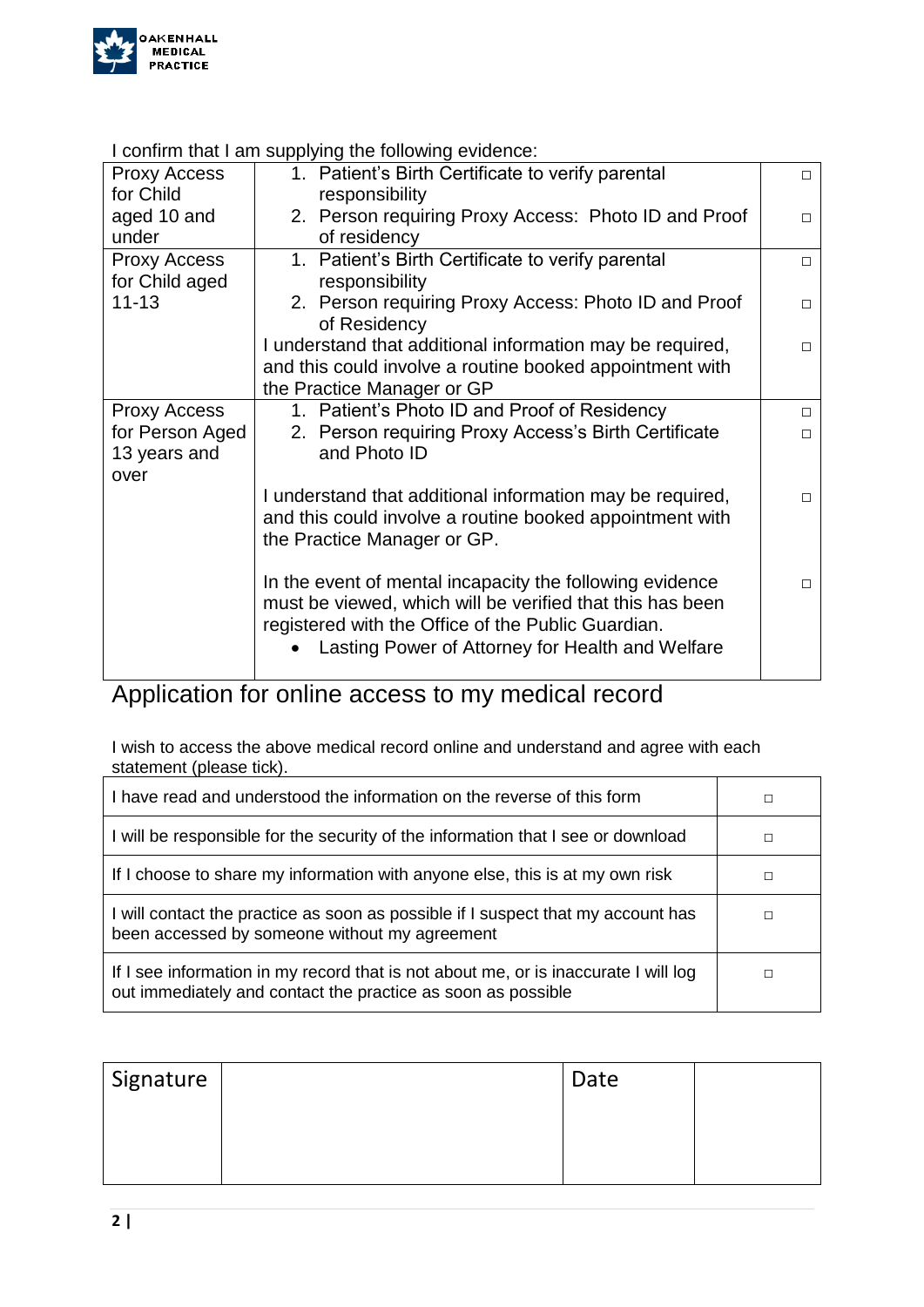I confirm that I am supplying the following evidence:

| | | |
|---|---|---|
| Proxy Access for Child aged 10 and under | 1. Patient's Birth Certificate to verify parental responsibility<br>2. Person requiring Proxy Access: Photo ID and Proof of residency | □<br>□ |
| Proxy Access for Child aged 11-13 | 1. Patient's Birth Certificate to verify parental responsibility<br>2. Person requiring Proxy Access: Photo ID and Proof of Residency | □<br>□ |
| | I understand that additional information may be required, and this could involve a routine booked appointment with the Practice Manager or GP | □ |
| Proxy Access for Person Aged 13 years and over | 1. Patient's Photo ID and Proof of Residency<br>2. Person requiring Proxy Access's Birth Certificate and Photo ID | □<br>□ |
| | I understand that additional information may be required, and this could involve a routine booked appointment with the Practice Manager or GP. | □ |
| | In the event of mental incapacity the following evidence must be viewed, which will be verified that this has been registered with the Office of the Public Guardian.<br>• Lasting Power of Attorney for Health and Welfare | □ |

# Application for online access to my medical record

I wish to access the above medical record online and understand and agree with each statement (please tick).

| | |
|---|---|
| I have read and understood the information on the reverse of this form | □ |
| I will be responsible for the security of the information that I see or download | □ |
| If I choose to share my information with anyone else, this is at my own risk | □ |
| I will contact the practice as soon as possible if I suspect that my account has been accessed by someone without my agreement | □ |
| If I see information in my record that is not about me, or is inaccurate I will log out immediately and contact the practice as soon as possible | □ |

| | | | |
|---|---|---|---|
| Signature | | Date | |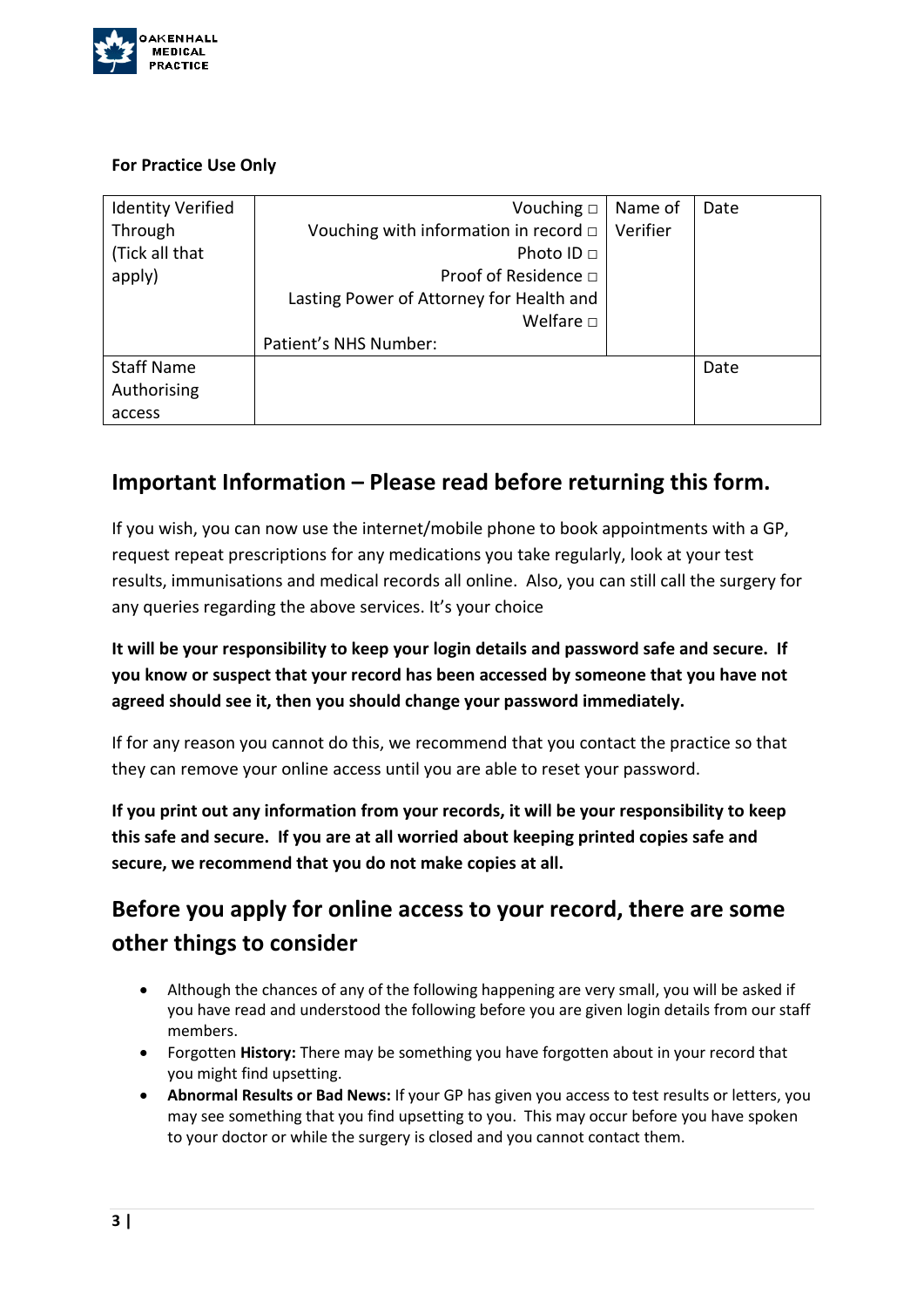**For Practice Use Only**

| | | | |
|---|---|---|---|
| Identity Verified Through (Tick all that apply) | Vouching □<br>Vouching with information in record □<br>Photo ID □<br>Proof of Residence □<br>Lasting Power of Attorney for Health and Welfare □<br>Patient's NHS Number: | Name of Verifier | Date |
| Staff Name Authorising access | | | Date |

## Important Information – Please read before returning this form.

If you wish, you can now use the internet/mobile phone to book appointments with a GP, request repeat prescriptions for any medications you take regularly, look at your test results, immunisations and medical records all online. Also, you can still call the surgery for any queries regarding the above services. It's your choice

**It will be your responsibility to keep your login details and password safe and secure. If you know or suspect that your record has been accessed by someone that you have not agreed should see it, then you should change your password immediately.**

If for any reason you cannot do this, we recommend that you contact the practice so that they can remove your online access until you are able to reset your password.

**If you print out any information from your records, it will be your responsibility to keep this safe and secure. If you are at all worried about keeping printed copies safe and secure, we recommend that you do not make copies at all.**

## Before you apply for online access to your record, there are some other things to consider

- Although the chances of any of the following happening are very small, you will be asked if you have read and understood the following before you are given login details from our staff members.
- Forgotten **History:** There may be something you have forgotten about in your record that you might find upsetting.
- **Abnormal Results or Bad News:** If your GP has given you access to test results or letters, you may see something that you find upsetting to you. This may occur before you have spoken to your doctor or while the surgery is closed and you cannot contact them.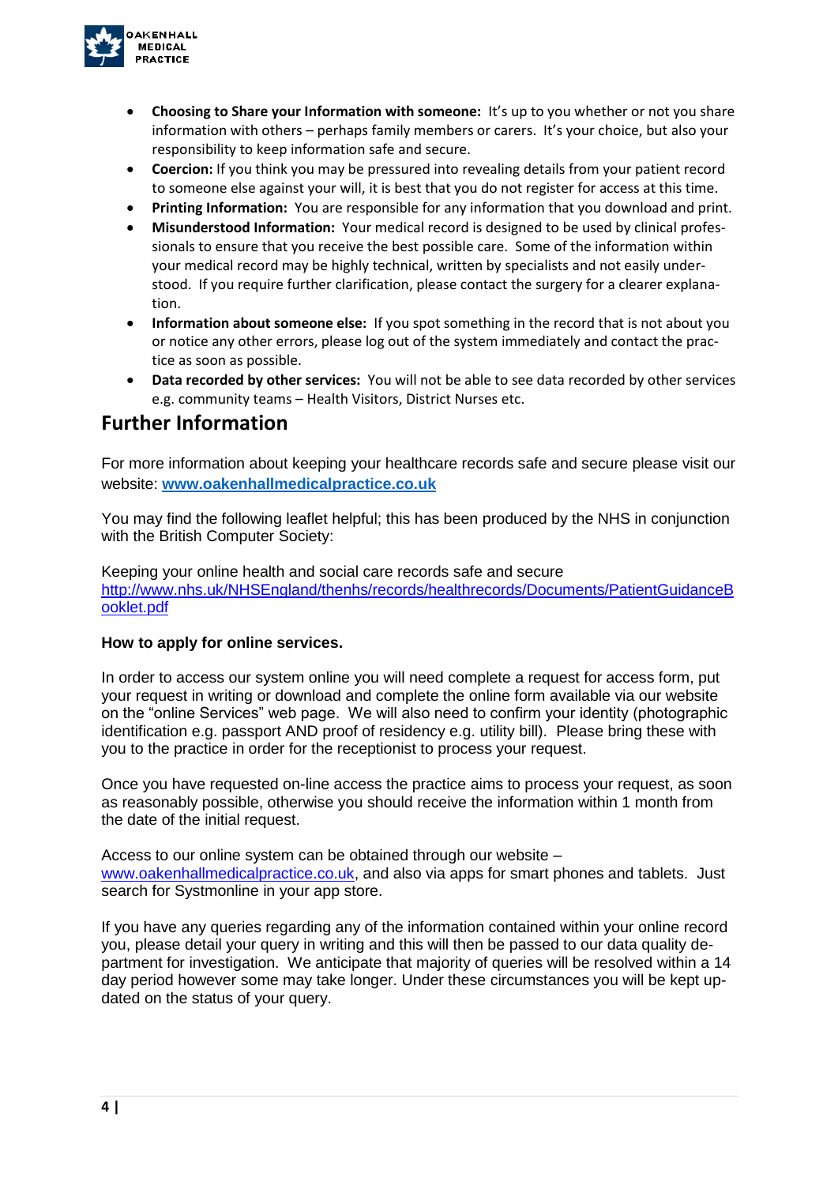- **Choosing to Share your Information with someone:** It's up to you whether or not you share information with others – perhaps family members or carers. It's your choice, but also your responsibility to keep information safe and secure.
- **Coercion:** If you think you may be pressured into revealing details from your patient record to someone else against your will, it is best that you do not register for access at this time.
- **Printing Information:** You are responsible for any information that you download and print.
- **Misunderstood Information:** Your medical record is designed to be used by clinical professionals to ensure that you receive the best possible care. Some of the information within your medical record may be highly technical, written by specialists and not easily understood. If you require further clarification, please contact the surgery for a clearer explanation.
- **Information about someone else:** If you spot something in the record that is not about you or notice any other errors, please log out of the system immediately and contact the practice as soon as possible.
- **Data recorded by other services:** You will not be able to see data recorded by other services e.g. community teams – Health Visitors, District Nurses etc.

## Further Information

For more information about keeping your healthcare records safe and secure please visit our website: **www.oakenhallmedicalpractice.co.uk**

You may find the following leaflet helpful; this has been produced by the NHS in conjunction with the British Computer Society:

Keeping your online health and social care records safe and secure
http://www.nhs.uk/NHSEngland/thenhs/records/healthrecords/Documents/PatientGuidanceBooklet.pdf

**How to apply for online services.**

In order to access our system online you will need complete a request for access form, put your request in writing or download and complete the online form available via our website on the "online Services" web page. We will also need to confirm your identity (photographic identification e.g. passport AND proof of residency e.g. utility bill). Please bring these with you to the practice in order for the receptionist to process your request.

Once you have requested on-line access the practice aims to process your request, as soon as reasonably possible, otherwise you should receive the information within 1 month from the date of the initial request.

Access to our online system can be obtained through our website – www.oakenhallmedicalpractice.co.uk, and also via apps for smart phones and tablets. Just search for Systmonline in your app store.

If you have any queries regarding any of the information contained within your online record you, please detail your query in writing and this will then be passed to our data quality department for investigation. We anticipate that majority of queries will be resolved within a 14 day period however some may take longer. Under these circumstances you will be kept updated on the status of your query.